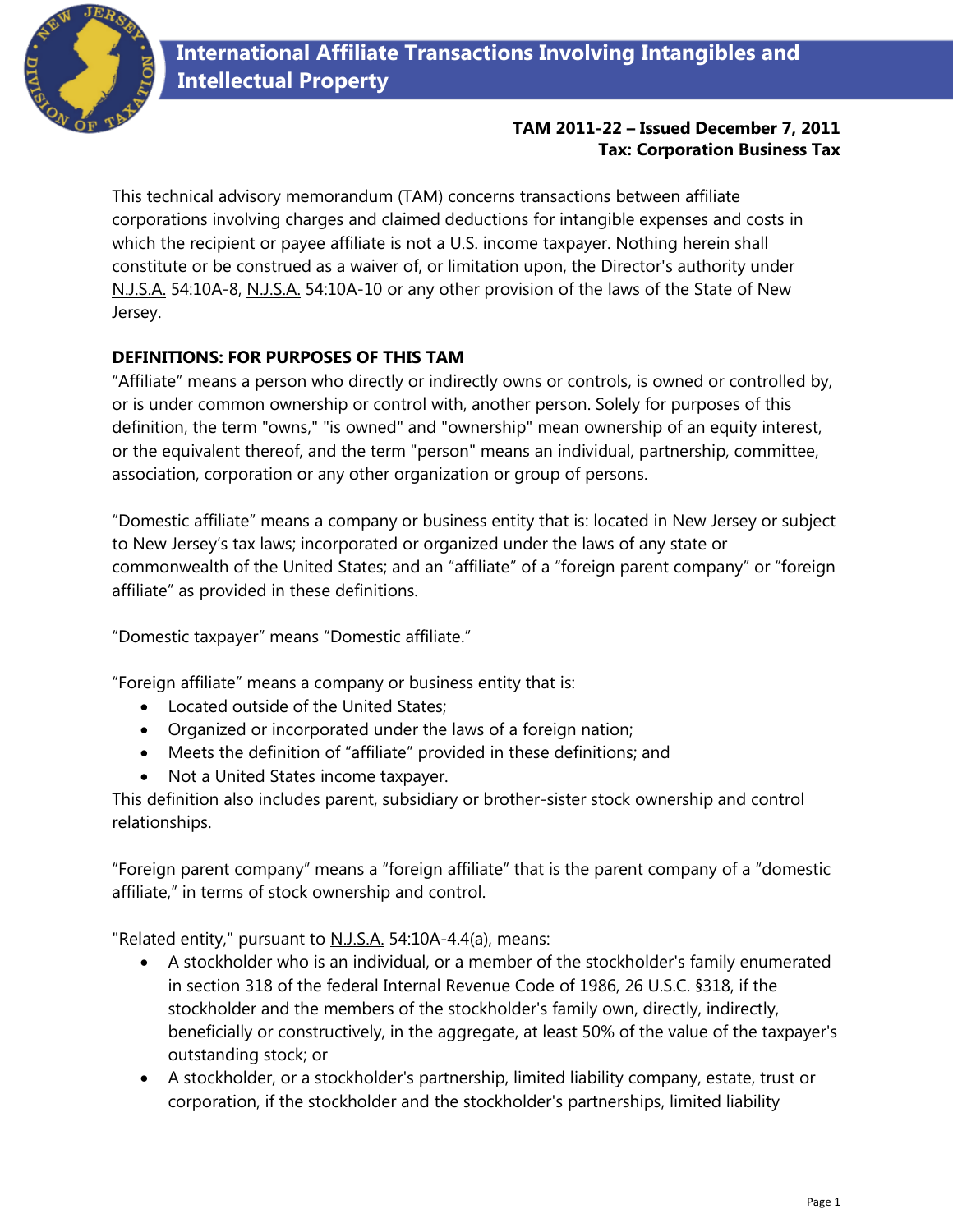# International Affiliate Transactions Involving Intangibles and Intellectual Property

**TAM 2011-22 – Issued December 7, 2011**
**Tax: Corporation Business Tax**

This technical advisory memorandum (TAM) concerns transactions between affiliate corporations involving charges and claimed deductions for intangible expenses and costs in which the recipient or payee affiliate is not a U.S. income taxpayer. Nothing herein shall constitute or be construed as a waiver of, or limitation upon, the Director's authority under N.J.S.A. 54:10A-8, N.J.S.A. 54:10A-10 or any other provision of the laws of the State of New Jersey.

**DEFINITIONS: FOR PURPOSES OF THIS TAM**

"Affiliate" means a person who directly or indirectly owns or controls, is owned or controlled by, or is under common ownership or control with, another person. Solely for purposes of this definition, the term "owns," "is owned" and "ownership" mean ownership of an equity interest, or the equivalent thereof, and the term "person" means an individual, partnership, committee, association, corporation or any other organization or group of persons.

"Domestic affiliate" means a company or business entity that is: located in New Jersey or subject to New Jersey's tax laws; incorporated or organized under the laws of any state or commonwealth of the United States; and an "affiliate" of a "foreign parent company" or "foreign affiliate" as provided in these definitions.

"Domestic taxpayer" means "Domestic affiliate."

"Foreign affiliate" means a company or business entity that is:

- Located outside of the United States;
- Organized or incorporated under the laws of a foreign nation;
- Meets the definition of "affiliate" provided in these definitions; and
- Not a United States income taxpayer.

This definition also includes parent, subsidiary or brother-sister stock ownership and control relationships.

"Foreign parent company" means a "foreign affiliate" that is the parent company of a "domestic affiliate," in terms of stock ownership and control.

"Related entity," pursuant to N.J.S.A. 54:10A-4.4(a), means:

- A stockholder who is an individual, or a member of the stockholder's family enumerated in section 318 of the federal Internal Revenue Code of 1986, 26 U.S.C. §318, if the stockholder and the members of the stockholder's family own, directly, indirectly, beneficially or constructively, in the aggregate, at least 50% of the value of the taxpayer's outstanding stock; or
- A stockholder, or a stockholder's partnership, limited liability company, estate, trust or corporation, if the stockholder and the stockholder's partnerships, limited liability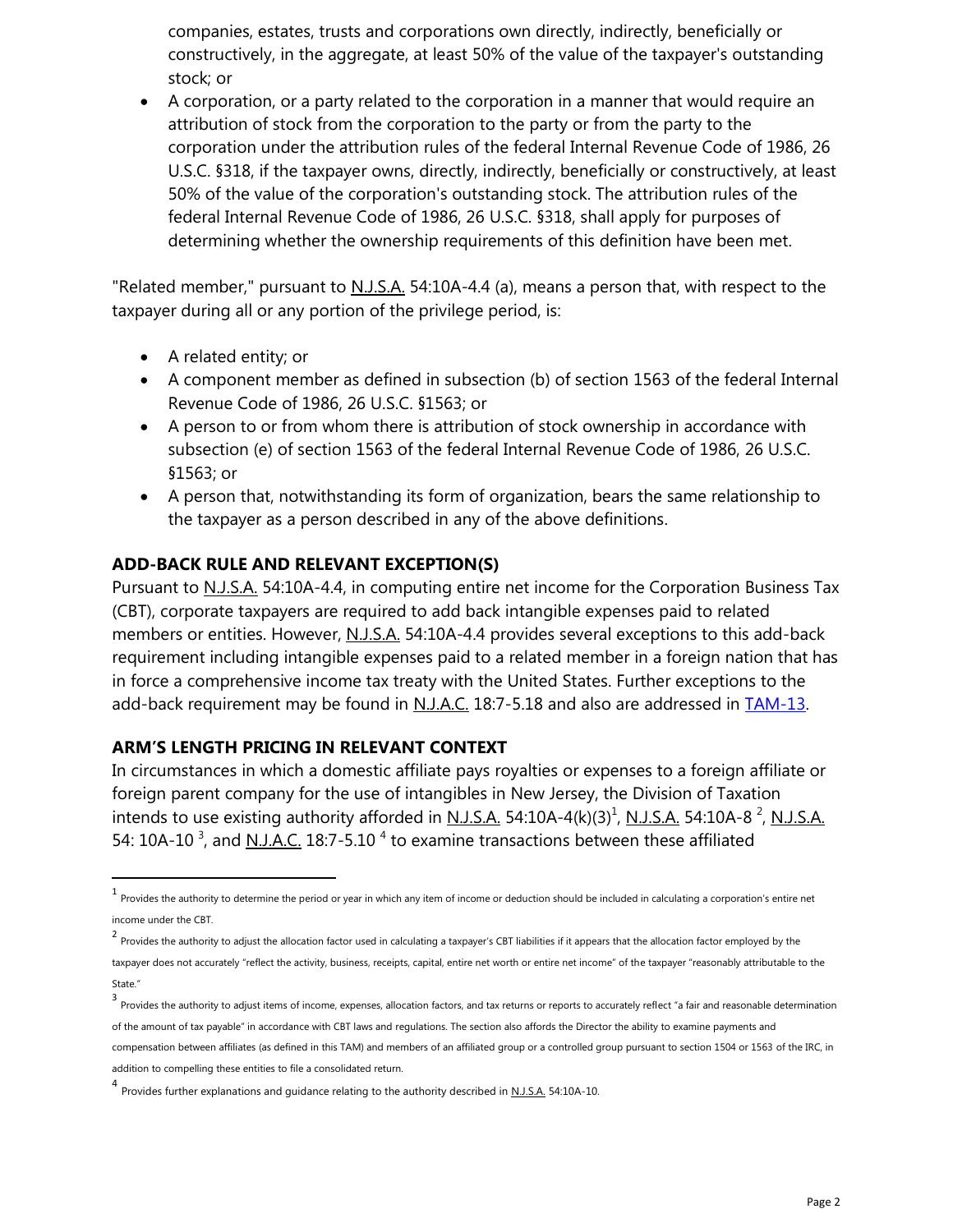companies, estates, trusts and corporations own directly, indirectly, beneficially or constructively, in the aggregate, at least 50% of the value of the taxpayer's outstanding stock; or

- A corporation, or a party related to the corporation in a manner that would require an attribution of stock from the corporation to the party or from the party to the corporation under the attribution rules of the federal Internal Revenue Code of 1986, 26 U.S.C. §318, if the taxpayer owns, directly, indirectly, beneficially or constructively, at least 50% of the value of the corporation's outstanding stock. The attribution rules of the federal Internal Revenue Code of 1986, 26 U.S.C. §318, shall apply for purposes of determining whether the ownership requirements of this definition have been met.

"Related member," pursuant to N.J.S.A. 54:10A-4.4 (a), means a person that, with respect to the taxpayer during all or any portion of the privilege period, is:

- A related entity; or
- A component member as defined in subsection (b) of section 1563 of the federal Internal Revenue Code of 1986, 26 U.S.C. §1563; or
- A person to or from whom there is attribution of stock ownership in accordance with subsection (e) of section 1563 of the federal Internal Revenue Code of 1986, 26 U.S.C. §1563; or
- A person that, notwithstanding its form of organization, bears the same relationship to the taxpayer as a person described in any of the above definitions.

## ADD-BACK RULE AND RELEVANT EXCEPTION(S)

Pursuant to N.J.S.A. 54:10A-4.4, in computing entire net income for the Corporation Business Tax (CBT), corporate taxpayers are required to add back intangible expenses paid to related members or entities. However, N.J.S.A. 54:10A-4.4 provides several exceptions to this add-back requirement including intangible expenses paid to a related member in a foreign nation that has in force a comprehensive income tax treaty with the United States. Further exceptions to the add-back requirement may be found in N.J.A.C. 18:7-5.18 and also are addressed in TAM-13.

## ARM'S LENGTH PRICING IN RELEVANT CONTEXT

In circumstances in which a domestic affiliate pays royalties or expenses to a foreign affiliate or foreign parent company for the use of intangibles in New Jersey, the Division of Taxation intends to use existing authority afforded in N.J.S.A. 54:10A-4(k)(3)[1], N.J.S.A. 54:10A-8 [2], N.J.S.A. 54: 10A-10 [3], and N.J.A.C. 18:7-5.10 [4] to examine transactions between these affiliated

[1] Provides the authority to determine the period or year in which any item of income or deduction should be included in calculating a corporation's entire net income under the CBT.

[2] Provides the authority to adjust the allocation factor used in calculating a taxpayer's CBT liabilities if it appears that the allocation factor employed by the taxpayer does not accurately "reflect the activity, business, receipts, capital, entire net worth or entire net income" of the taxpayer "reasonably attributable to the State."

[3] Provides the authority to adjust items of income, expenses, allocation factors, and tax returns or reports to accurately reflect "a fair and reasonable determination of the amount of tax payable" in accordance with CBT laws and regulations. The section also affords the Director the ability to examine payments and compensation between affiliates (as defined in this TAM) and members of an affiliated group or a controlled group pursuant to section 1504 or 1563 of the IRC, in addition to compelling these entities to file a consolidated return.

[4] Provides further explanations and guidance relating to the authority described in N.J.S.A. 54:10A-10.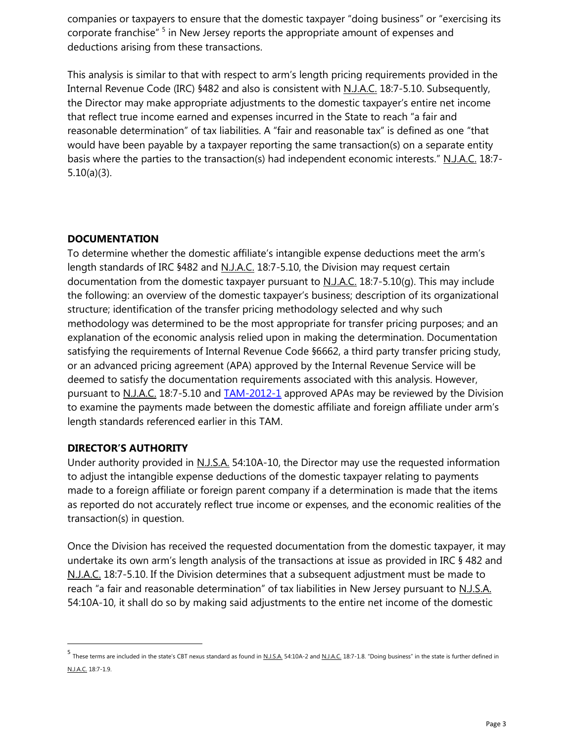companies or taxpayers to ensure that the domestic taxpayer "doing business" or "exercising its corporate franchise" [5] in New Jersey reports the appropriate amount of expenses and deductions arising from these transactions.

This analysis is similar to that with respect to arm's length pricing requirements provided in the Internal Revenue Code (IRC) §482 and also is consistent with N.J.A.C. 18:7-5.10. Subsequently, the Director may make appropriate adjustments to the domestic taxpayer's entire net income that reflect true income earned and expenses incurred in the State to reach "a fair and reasonable determination" of tax liabilities. A "fair and reasonable tax" is defined as one "that would have been payable by a taxpayer reporting the same transaction(s) on a separate entity basis where the parties to the transaction(s) had independent economic interests." N.J.A.C. 18:7-5.10(a)(3).

## DOCUMENTATION

To determine whether the domestic affiliate's intangible expense deductions meet the arm's length standards of IRC §482 and N.J.A.C. 18:7-5.10, the Division may request certain documentation from the domestic taxpayer pursuant to N.J.A.C. 18:7-5.10(g). This may include the following: an overview of the domestic taxpayer's business; description of its organizational structure; identification of the transfer pricing methodology selected and why such methodology was determined to be the most appropriate for transfer pricing purposes; and an explanation of the economic analysis relied upon in making the determination. Documentation satisfying the requirements of Internal Revenue Code §6662, a third party transfer pricing study, or an advanced pricing agreement (APA) approved by the Internal Revenue Service will be deemed to satisfy the documentation requirements associated with this analysis. However, pursuant to N.J.A.C. 18:7-5.10 and TAM-2012-1 approved APAs may be reviewed by the Division to examine the payments made between the domestic affiliate and foreign affiliate under arm's length standards referenced earlier in this TAM.

## DIRECTOR'S AUTHORITY

Under authority provided in N.J.S.A. 54:10A-10, the Director may use the requested information to adjust the intangible expense deductions of the domestic taxpayer relating to payments made to a foreign affiliate or foreign parent company if a determination is made that the items as reported do not accurately reflect true income or expenses, and the economic realities of the transaction(s) in question.

Once the Division has received the requested documentation from the domestic taxpayer, it may undertake its own arm's length analysis of the transactions at issue as provided in IRC § 482 and N.J.A.C. 18:7-5.10. If the Division determines that a subsequent adjustment must be made to reach "a fair and reasonable determination" of tax liabilities in New Jersey pursuant to N.J.S.A. 54:10A-10, it shall do so by making said adjustments to the entire net income of the domestic

---

[5] These terms are included in the state's CBT nexus standard as found in N.J.S.A. 54:10A-2 and N.J.A.C. 18:7-1.8. "Doing business" in the state is further defined in N.J.A.C. 18:7-1.9.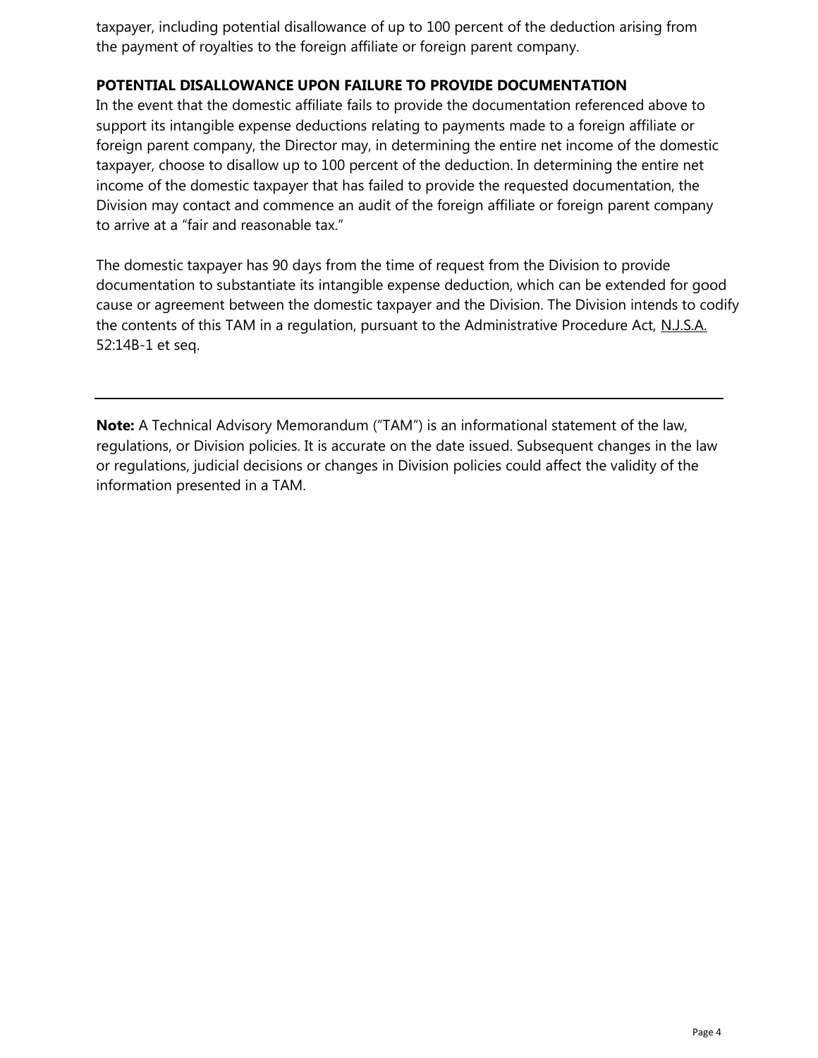taxpayer, including potential disallowance of up to 100 percent of the deduction arising from the payment of royalties to the foreign affiliate or foreign parent company.

**POTENTIAL DISALLOWANCE UPON FAILURE TO PROVIDE DOCUMENTATION**

In the event that the domestic affiliate fails to provide the documentation referenced above to support its intangible expense deductions relating to payments made to a foreign affiliate or foreign parent company, the Director may, in determining the entire net income of the domestic taxpayer, choose to disallow up to 100 percent of the deduction. In determining the entire net income of the domestic taxpayer that has failed to provide the requested documentation, the Division may contact and commence an audit of the foreign affiliate or foreign parent company to arrive at a "fair and reasonable tax."

The domestic taxpayer has 90 days from the time of request from the Division to provide documentation to substantiate its intangible expense deduction, which can be extended for good cause or agreement between the domestic taxpayer and the Division. The Division intends to codify the contents of this TAM in a regulation, pursuant to the Administrative Procedure Act, N.J.S.A. 52:14B-1 et seq.

---

**Note:** A Technical Advisory Memorandum ("TAM") is an informational statement of the law, regulations, or Division policies. It is accurate on the date issued. Subsequent changes in the law or regulations, judicial decisions or changes in Division policies could affect the validity of the information presented in a TAM.